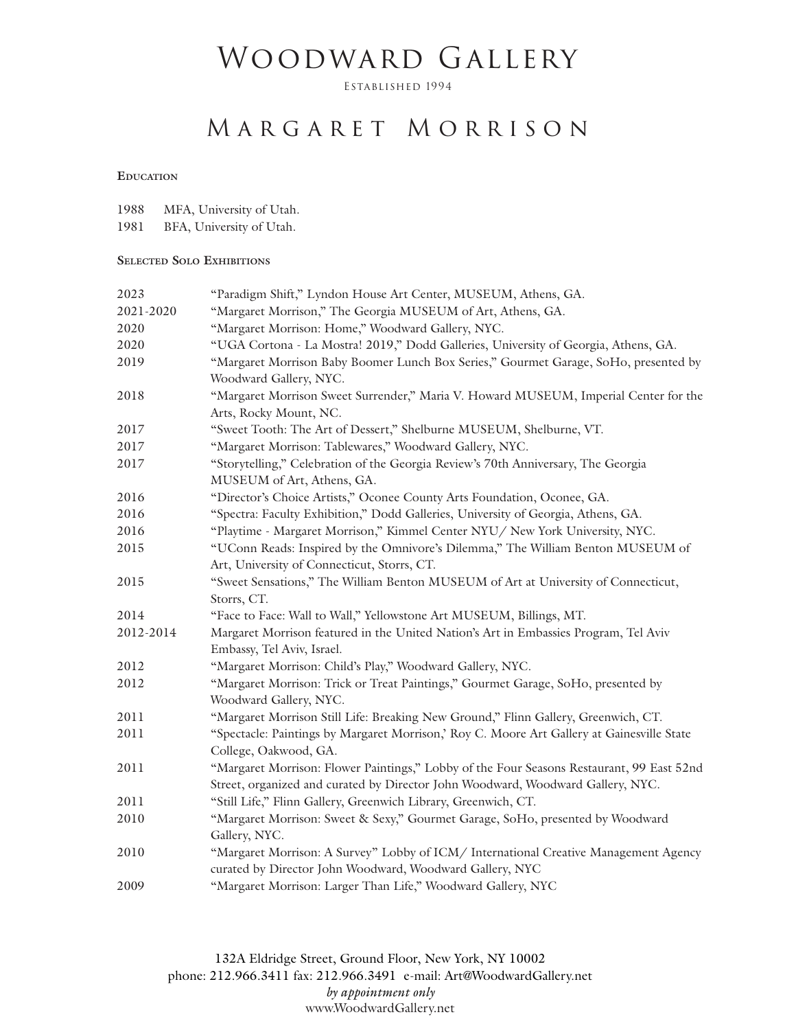# Woodward Gallery

Established 1994

# Margaret Morrison

### Education

1988 MFA, University of Utah.
1981 BFA, University of Utah.

### Selected Solo Exhibitions

| | |
|---|---|
| 2023 | "Paradigm Shift," Lyndon House Art Center, MUSEUM, Athens, GA. |
| 2021-2020 | "Margaret Morrison," The Georgia MUSEUM of Art, Athens, GA. |
| 2020 | "Margaret Morrison: Home," Woodward Gallery, NYC. |
| 2020 | "UGA Cortona - La Mostra! 2019," Dodd Galleries, University of Georgia, Athens, GA. |
| 2019 | "Margaret Morrison Baby Boomer Lunch Box Series," Gourmet Garage, SoHo, presented by Woodward Gallery, NYC. |
| 2018 | "Margaret Morrison Sweet Surrender," Maria V. Howard MUSEUM, Imperial Center for the Arts, Rocky Mount, NC. |
| 2017 | "Sweet Tooth: The Art of Dessert," Shelburne MUSEUM, Shelburne, VT. |
| 2017 | "Margaret Morrison: Tablewares," Woodward Gallery, NYC. |
| 2017 | "Storytelling," Celebration of the Georgia Review's 70th Anniversary, The Georgia MUSEUM of Art, Athens, GA. |
| 2016 | "Director's Choice Artists," Oconee County Arts Foundation, Oconee, GA. |
| 2016 | "Spectra: Faculty Exhibition," Dodd Galleries, University of Georgia, Athens, GA. |
| 2016 | "Playtime - Margaret Morrison," Kimmel Center NYU/ New York University, NYC. |
| 2015 | "UConn Reads: Inspired by the Omnivore's Dilemma," The William Benton MUSEUM of Art, University of Connecticut, Storrs, CT. |
| 2015 | "Sweet Sensations," The William Benton MUSEUM of Art at University of Connecticut, Storrs, CT. |
| 2014 | "Face to Face: Wall to Wall," Yellowstone Art MUSEUM, Billings, MT. |
| 2012-2014 | Margaret Morrison featured in the United Nation's Art in Embassies Program, Tel Aviv Embassy, Tel Aviv, Israel. |
| 2012 | "Margaret Morrison: Child's Play," Woodward Gallery, NYC. |
| 2012 | "Margaret Morrison: Trick or Treat Paintings," Gourmet Garage, SoHo, presented by Woodward Gallery, NYC. |
| 2011 | "Margaret Morrison Still Life: Breaking New Ground," Flinn Gallery, Greenwich, CT. |
| 2011 | "Spectacle: Paintings by Margaret Morrison,' Roy C. Moore Art Gallery at Gainesville State College, Oakwood, GA. |
| 2011 | "Margaret Morrison: Flower Paintings," Lobby of the Four Seasons Restaurant, 99 East 52nd Street, organized and curated by Director John Woodward, Woodward Gallery, NYC. |
| 2011 | "Still Life," Flinn Gallery, Greenwich Library, Greenwich, CT. |
| 2010 | "Margaret Morrison: Sweet & Sexy," Gourmet Garage, SoHo, presented by Woodward Gallery, NYC. |
| 2010 | "Margaret Morrison: A Survey" Lobby of ICM/ International Creative Management Agency curated by Director John Woodward, Woodward Gallery, NYC |
| 2009 | "Margaret Morrison: Larger Than Life," Woodward Gallery, NYC |

132A Eldridge Street, Ground Floor, New York, NY 10002
phone: 212.966.3411 fax: 212.966.3491 e-mail: Art@WoodwardGallery.net
*by appointment only*
www.WoodwardGallery.net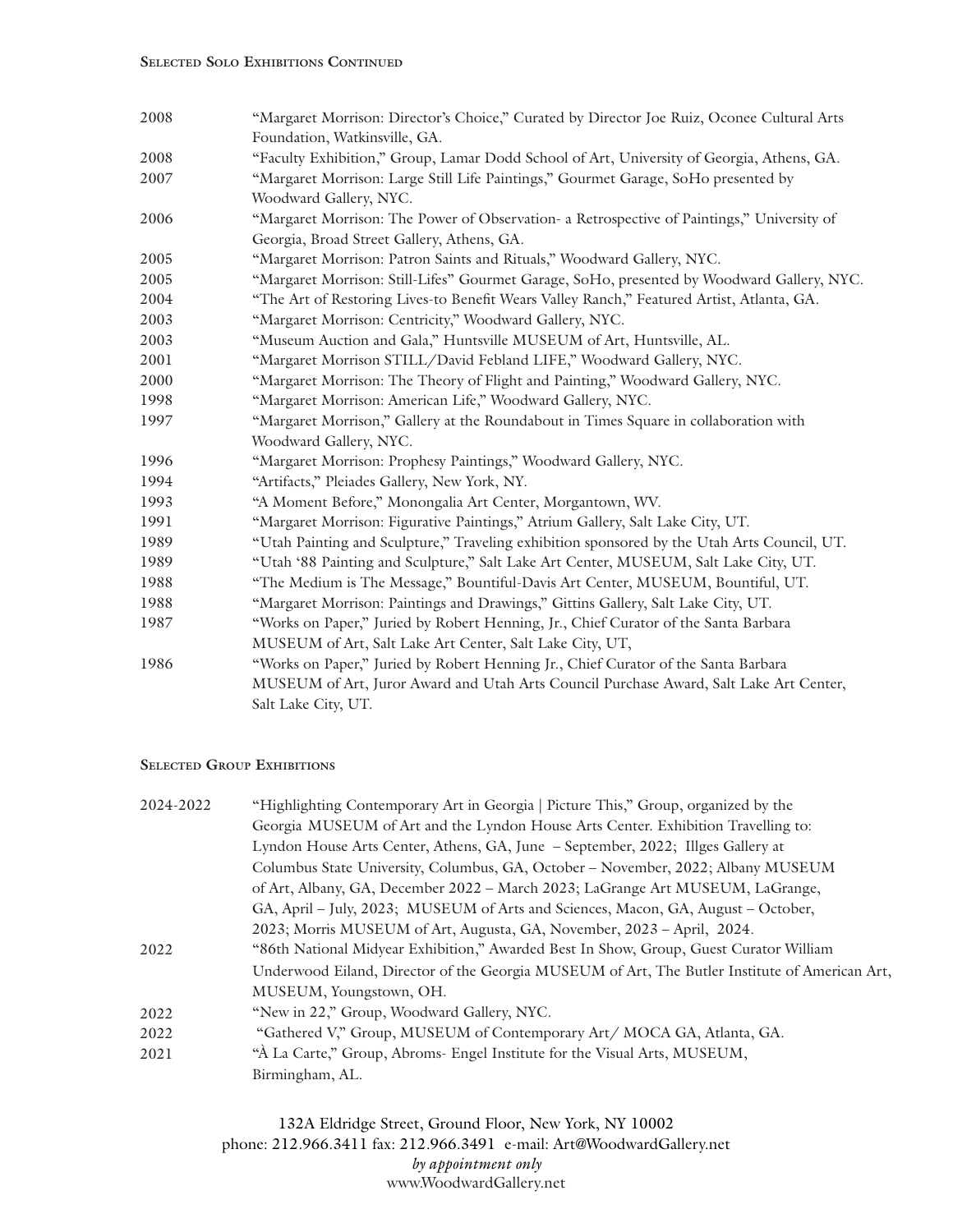### Selected Solo Exhibitions Continued

| | |
|---|---|
| 2008 | "Margaret Morrison: Director's Choice," Curated by Director Joe Ruiz, Oconee Cultural Arts Foundation, Watkinsville, GA. |
| 2008 | "Faculty Exhibition," Group, Lamar Dodd School of Art, University of Georgia, Athens, GA. |
| 2007 | "Margaret Morrison: Large Still Life Paintings," Gourmet Garage, SoHo presented by Woodward Gallery, NYC. |
| 2006 | "Margaret Morrison: The Power of Observation- a Retrospective of Paintings," University of Georgia, Broad Street Gallery, Athens, GA. |
| 2005 | "Margaret Morrison: Patron Saints and Rituals," Woodward Gallery, NYC. |
| 2005 | "Margaret Morrison: Still-Lifes" Gourmet Garage, SoHo, presented by Woodward Gallery, NYC. |
| 2004 | "The Art of Restoring Lives-to Benefit Wears Valley Ranch," Featured Artist, Atlanta, GA. |
| 2003 | "Margaret Morrison: Centricity," Woodward Gallery, NYC. |
| 2003 | "Museum Auction and Gala," Huntsville MUSEUM of Art, Huntsville, AL. |
| 2001 | "Margaret Morrison STILL/David Febland LIFE," Woodward Gallery, NYC. |
| 2000 | "Margaret Morrison: The Theory of Flight and Painting," Woodward Gallery, NYC. |
| 1998 | "Margaret Morrison: American Life," Woodward Gallery, NYC. |
| 1997 | "Margaret Morrison," Gallery at the Roundabout in Times Square in collaboration with Woodward Gallery, NYC. |
| 1996 | "Margaret Morrison: Prophesy Paintings," Woodward Gallery, NYC. |
| 1994 | "Artifacts," Pleiades Gallery, New York, NY. |
| 1993 | "A Moment Before," Monongalia Art Center, Morgantown, WV. |
| 1991 | "Margaret Morrison: Figurative Paintings," Atrium Gallery, Salt Lake City, UT. |
| 1989 | "Utah Painting and Sculpture," Traveling exhibition sponsored by the Utah Arts Council, UT. |
| 1989 | "Utah '88 Painting and Sculpture," Salt Lake Art Center, MUSEUM, Salt Lake City, UT. |
| 1988 | "The Medium is The Message," Bountiful-Davis Art Center, MUSEUM, Bountiful, UT. |
| 1988 | "Margaret Morrison: Paintings and Drawings," Gittins Gallery, Salt Lake City, UT. |
| 1987 | "Works on Paper," Juried by Robert Henning, Jr., Chief Curator of the Santa Barbara MUSEUM of Art, Salt Lake Art Center, Salt Lake City, UT, |
| 1986 | "Works on Paper," Juried by Robert Henning Jr., Chief Curator of the Santa Barbara MUSEUM of Art, Juror Award and Utah Arts Council Purchase Award, Salt Lake Art Center, Salt Lake City, UT. |

### Selected Group Exhibitions

| | |
|---|---|
| 2024-2022 | "Highlighting Contemporary Art in Georgia \| Picture This," Group, organized by the Georgia MUSEUM of Art and the Lyndon House Arts Center. Exhibition Travelling to: Lyndon House Arts Center, Athens, GA, June – September, 2022; Illges Gallery at Columbus State University, Columbus, GA, October – November, 2022; Albany MUSEUM of Art, Albany, GA, December 2022 – March 2023; LaGrange Art MUSEUM, LaGrange, GA, April – July, 2023; MUSEUM of Arts and Sciences, Macon, GA, August – October, 2023; Morris MUSEUM of Art, Augusta, GA, November, 2023 – April, 2024. |
| 2022 | "86th National Midyear Exhibition," Awarded Best In Show, Group, Guest Curator William Underwood Eiland, Director of the Georgia MUSEUM of Art, The Butler Institute of American Art, MUSEUM, Youngstown, OH. |
| 2022 | "New in 22," Group, Woodward Gallery, NYC. |
| 2022 | "Gathered V," Group, MUSEUM of Contemporary Art/ MOCA GA, Atlanta, GA. |
| 2021 | "À La Carte," Group, Abroms- Engel Institute for the Visual Arts, MUSEUM, Birmingham, AL. |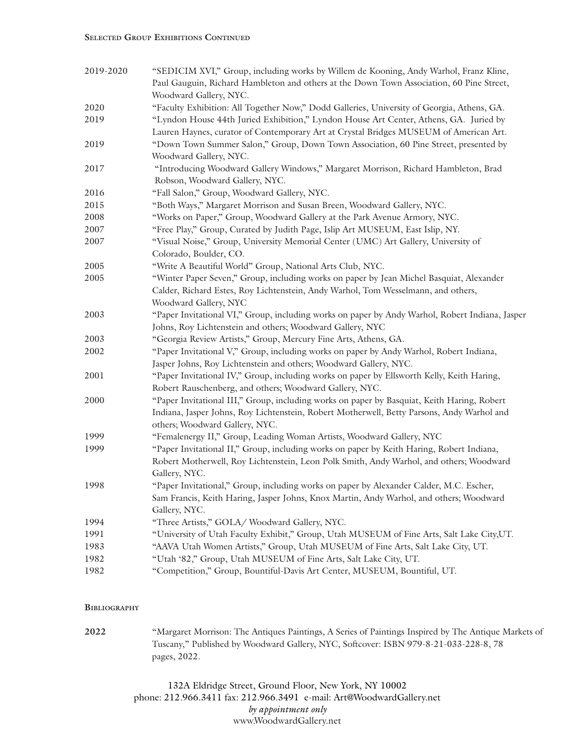## Selected Group Exhibitions Continued

| | |
|---|---|
| 2019-2020 | "SEDICIM XVI," Group, including works by Willem de Kooning, Andy Warhol, Franz Kline, Paul Gauguin, Richard Hambleton and others at the Down Town Association, 60 Pine Street, Woodward Gallery, NYC. |
| 2020 | "Faculty Exhibition: All Together Now," Dodd Galleries, University of Georgia, Athens, GA. |
| 2019 | "Lyndon House 44th Juried Exhibition," Lyndon House Art Center, Athens, GA. Juried by Lauren Haynes, curator of Contemporary Art at Crystal Bridges MUSEUM of American Art. |
| 2019 | "Down Town Summer Salon," Group, Down Town Association, 60 Pine Street, presented by Woodward Gallery, NYC. |
| 2017 | "Introducing Woodward Gallery Windows," Margaret Morrison, Richard Hambleton, Brad Robson, Woodward Gallery, NYC. |
| 2016 | "Fall Salon," Group, Woodward Gallery, NYC. |
| 2015 | "Both Ways," Margaret Morrison and Susan Breen, Woodward Gallery, NYC. |
| 2008 | "Works on Paper," Group, Woodward Gallery at the Park Avenue Armory, NYC. |
| 2007 | "Free Play," Group, Curated by Judith Page, Islip Art MUSEUM, East Islip, NY. |
| 2007 | "Visual Noise," Group, University Memorial Center (UMC) Art Gallery, University of Colorado, Boulder, CO. |
| 2005 | "Write A Beautiful World" Group, National Arts Club, NYC. |
| 2005 | "Winter Paper Seven," Group, including works on paper by Jean Michel Basquiat, Alexander Calder, Richard Estes, Roy Lichtenstein, Andy Warhol, Tom Wesselmann, and others, Woodward Gallery, NYC |
| 2003 | "Paper Invitational VI," Group, including works on paper by Andy Warhol, Robert Indiana, Jasper Johns, Roy Lichtenstein and others; Woodward Gallery, NYC |
| 2003 | "Georgia Review Artists," Group, Mercury Fine Arts, Athens, GA. |
| 2002 | "Paper Invitational V," Group, including works on paper by Andy Warhol, Robert Indiana, Jasper Johns, Roy Lichtenstein and others; Woodward Gallery, NYC. |
| 2001 | "Paper Invitational IV," Group, including works on paper by Ellsworth Kelly, Keith Haring, Robert Rauschenberg, and others; Woodward Gallery, NYC. |
| 2000 | "Paper Invitational III," Group, including works on paper by Basquiat, Keith Haring, Robert Indiana, Jasper Johns, Roy Lichtenstein, Robert Motherwell, Betty Parsons, Andy Warhol and others; Woodward Gallery, NYC. |
| 1999 | "Femalenergy II," Group, Leading Woman Artists, Woodward Gallery, NYC |
| 1999 | "Paper Invitational II," Group, including works on paper by Keith Haring, Robert Indiana, Robert Motherwell, Roy Lichtenstein, Leon Polk Smith, Andy Warhol, and others; Woodward Gallery, NYC. |
| 1998 | "Paper Invitational," Group, including works on paper by Alexander Calder, M.C. Escher, Sam Francis, Keith Haring, Jasper Johns, Knox Martin, Andy Warhol, and others; Woodward Gallery, NYC. |
| 1994 | "Three Artists," GOLA/ Woodward Gallery, NYC. |
| 1991 | "University of Utah Faculty Exhibit," Group, Utah MUSEUM of Fine Arts, Salt Lake City,UT. |
| 1983 | "AAVA Utah Women Artists," Group, Utah MUSEUM of Fine Arts, Salt Lake City, UT. |
| 1982 | "Utah '82," Group, Utah MUSEUM of Fine Arts, Salt Lake City, UT. |
| 1982 | "Competition," Group, Bountiful-Davis Art Center, MUSEUM, Bountiful, UT. |

## Bibliography

| | |
|---|---|
| **2022** | "Margaret Morrison: The Antiques Paintings, A Series of Paintings Inspired by The Antique Markets of Tuscany," Published by Woodward Gallery, NYC, Softcover: ISBN 979-8-21-033-228-8, 78 pages, 2022. |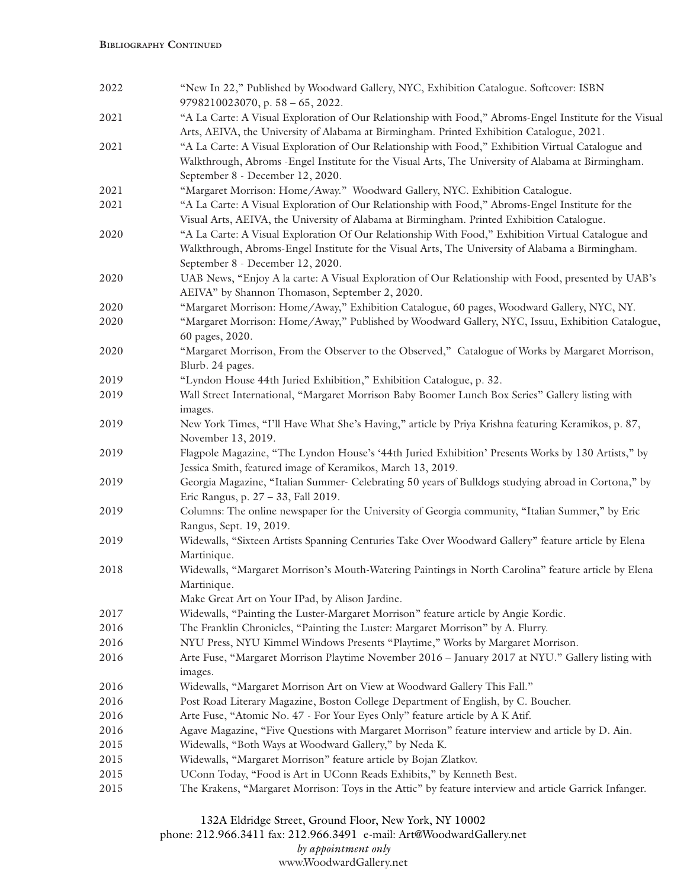**Bibliography Continued**

| | |
|---|---|
| 2022 | "New In 22," Published by Woodward Gallery, NYC, Exhibition Catalogue. Softcover: ISBN 9798210023070, p. 58 – 65, 2022. |
| 2021 | "A La Carte: A Visual Exploration of Our Relationship with Food," Abroms-Engel Institute for the Visual Arts, AEIVA, the University of Alabama at Birmingham. Printed Exhibition Catalogue, 2021. |
| 2021 | "A La Carte: A Visual Exploration of Our Relationship with Food," Exhibition Virtual Catalogue and Walkthrough, Abroms -Engel Institute for the Visual Arts, The University of Alabama at Birmingham. September 8 - December 12, 2020. |
| 2021 | "Margaret Morrison: Home/Away." Woodward Gallery, NYC. Exhibition Catalogue. |
| 2021 | "A La Carte: A Visual Exploration of Our Relationship with Food," Abroms-Engel Institute for the Visual Arts, AEIVA, the University of Alabama at Birmingham. Printed Exhibition Catalogue. |
| 2020 | "A La Carte: A Visual Exploration Of Our Relationship With Food," Exhibition Virtual Catalogue and Walkthrough, Abroms-Engel Institute for the Visual Arts, The University of Alabama a Birmingham. September 8 - December 12, 2020. |
| 2020 | UAB News, "Enjoy A la carte: A Visual Exploration of Our Relationship with Food, presented by UAB's AEIVA" by Shannon Thomason, September 2, 2020. |
| 2020 | "Margaret Morrison: Home/Away," Exhibition Catalogue, 60 pages, Woodward Gallery, NYC, NY. |
| 2020 | "Margaret Morrison: Home/Away," Published by Woodward Gallery, NYC, Issuu, Exhibition Catalogue, 60 pages, 2020. |
| 2020 | "Margaret Morrison, From the Observer to the Observed," Catalogue of Works by Margaret Morrison, Blurb. 24 pages. |
| 2019 | "Lyndon House 44th Juried Exhibition," Exhibition Catalogue, p. 32. |
| 2019 | Wall Street International, "Margaret Morrison Baby Boomer Lunch Box Series" Gallery listing with images. |
| 2019 | New York Times, "I'll Have What She's Having," article by Priya Krishna featuring Keramikos, p. 87, November 13, 2019. |
| 2019 | Flagpole Magazine, "The Lyndon House's '44th Juried Exhibition' Presents Works by 130 Artists," by Jessica Smith, featured image of Keramikos, March 13, 2019. |
| 2019 | Georgia Magazine, "Italian Summer- Celebrating 50 years of Bulldogs studying abroad in Cortona," by Eric Rangus, p. 27 – 33, Fall 2019. |
| 2019 | Columns: The online newspaper for the University of Georgia community, "Italian Summer," by Eric Rangus, Sept. 19, 2019. |
| 2019 | Widewalls, "Sixteen Artists Spanning Centuries Take Over Woodward Gallery" feature article by Elena Martinique. |
| 2018 | Widewalls, "Margaret Morrison's Mouth-Watering Paintings in North Carolina" feature article by Elena Martinique. |
| | Make Great Art on Your IPad, by Alison Jardine. |
| 2017 | Widewalls, "Painting the Luster-Margaret Morrison" feature article by Angie Kordic. |
| 2016 | The Franklin Chronicles, "Painting the Luster: Margaret Morrison" by A. Flurry. |
| 2016 | NYU Press, NYU Kimmel Windows Presents "Playtime," Works by Margaret Morrison. |
| 2016 | Arte Fuse, "Margaret Morrison Playtime November 2016 – January 2017 at NYU." Gallery listing with images. |
| 2016 | Widewalls, "Margaret Morrison Art on View at Woodward Gallery This Fall." |
| 2016 | Post Road Literary Magazine, Boston College Department of English, by C. Boucher. |
| 2016 | Arte Fuse, "Atomic No. 47 - For Your Eyes Only" feature article by A K Atif. |
| 2016 | Agave Magazine, "Five Questions with Margaret Morrison" feature interview and article by D. Ain. |
| 2015 | Widewalls, "Both Ways at Woodward Gallery," by Neda K. |
| 2015 | Widewalls, "Margaret Morrison" feature article by Bojan Zlatkov. |
| 2015 | UConn Today, "Food is Art in UConn Reads Exhibits," by Kenneth Best. |
| 2015 | The Krakens, "Margaret Morrison: Toys in the Attic" by feature interview and article Garrick Infanger. |

132A Eldridge Street, Ground Floor, New York, NY 10002
phone: 212.966.3411 fax: 212.966.3491 e-mail: Art@WoodwardGallery.net
*by appointment only*
www.WoodwardGallery.net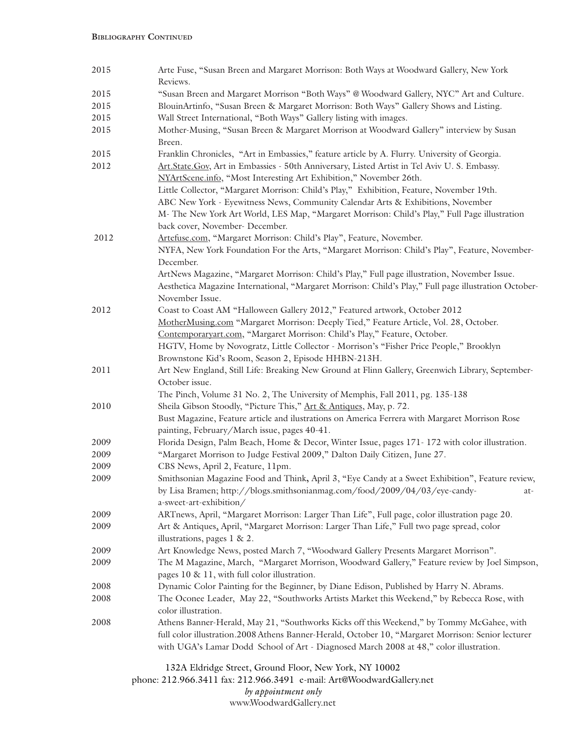**Bibliography Continued**

| Year | Entry |
|---|---|
| 2015 | Arte Fuse, "Susan Breen and Margaret Morrison: Both Ways at Woodward Gallery, New York Reviews. |
| 2015 | "Susan Breen and Margaret Morrison "Both Ways" @ Woodward Gallery, NYC" Art and Culture. |
| 2015 | BlouinArtinfo, "Susan Breen & Margaret Morrison: Both Ways" Gallery Shows and Listing. |
| 2015 | Wall Street International, "Both Ways" Gallery listing with images. |
| 2015 | Mother-Musing, "Susan Breen & Margaret Morrison at Woodward Gallery" interview by Susan Breen. |
| 2015 | Franklin Chronicles, "Art in Embassies," feature article by A. Flurry. University of Georgia. |
| 2012 | Art.State.Gov, Art in Embassies - 50th Anniversary, Listed Artist in Tel Aviv U. S. Embassy. |
| | NYArtScene.info, "Most Interesting Art Exhibition," November 26th. |
| | Little Collector, "Margaret Morrison: Child's Play," Exhibition, Feature, November 19th. |
| | ABC New York - Eyewitness News, Community Calendar Arts & Exhibitions, November |
| | M- The New York Art World, LES Map, "Margaret Morrison: Child's Play," Full Page illustration back cover, November- December. |
| 2012 | Artefuse.com, "Margaret Morrison: Child's Play", Feature, November. |
| | NYFA, New York Foundation For the Arts, "Margaret Morrison: Child's Play", Feature, November-December. |
| | ArtNews Magazine, "Margaret Morrison: Child's Play," Full page illustration, November Issue. |
| | Aesthetica Magazine International, "Margaret Morrison: Child's Play," Full page illustration October-November Issue. |
| 2012 | Coast to Coast AM "Halloween Gallery 2012," Featured artwork, October 2012 |
| | MotherMusing.com "Margaret Morrison: Deeply Tied," Feature Article, Vol. 28, October. |
| | Contemporaryart.com, "Margaret Morrison: Child's Play," Feature, October. |
| | HGTV, Home by Novogratz, Little Collector - Morrison's "Fisher Price People," Brooklyn Brownstone Kid's Room, Season 2, Episode HHBN-213H. |
| 2011 | Art New England, Still Life: Breaking New Ground at Flinn Gallery, Greenwich Library, September-October issue. |
| | The Pinch, Volume 31 No. 2, The University of Memphis, Fall 2011, pg. 135-138 |
| 2010 | Sheila Gibson Stoodly, "Picture This," Art & Antiques, May, p. 72. |
| | Bust Magazine, Feature article and ilustrations on America Ferrera with Margaret Morrison Rose painting, February/March issue, pages 40-41. |
| 2009 | Florida Design, Palm Beach, Home & Decor, Winter Issue, pages 171- 172 with color illustration. |
| 2009 | "Margaret Morrison to Judge Festival 2009," Dalton Daily Citizen, June 27. |
| 2009 | CBS News, April 2, Feature, 11pm. |
| 2009 | Smithsonian Magazine Food and Think, April 3, "Eye Candy at a Sweet Exhibition", Feature review, by Lisa Bramen; http://blogs.smithsonianmag.com/food/2009/04/03/eye-candy-at-a-sweet-art-exhibition/ |
| 2009 | ARTnews, April, "Margaret Morrison: Larger Than Life", Full page, color illustration page 20. |
| 2009 | Art & Antiques, April, "Margaret Morrison: Larger Than Life," Full two page spread, color illustrations, pages 1 & 2. |
| 2009 | Art Knowledge News, posted March 7, "Woodward Gallery Presents Margaret Morrison". |
| 2009 | The M Magazine, March, "Margaret Morrison, Woodward Gallery," Feature review by Joel Simpson, pages 10 & 11, with full color illustration. |
| 2008 | Dynamic Color Painting for the Beginner, by Diane Edison, Published by Harry N. Abrams. |
| 2008 | The Oconee Leader, May 22, "Southworks Artists Market this Weekend," by Rebecca Rose, with color illustration. |
| 2008 | Athens Banner-Herald, May 21, "Southworks Kicks off this Weekend," by Tommy McGahee, with full color illustration.2008 Athens Banner-Herald, October 10, "Margaret Morrison: Senior lecturer with UGA's Lamar Dodd School of Art - Diagnosed March 2008 at 48," color illustration. |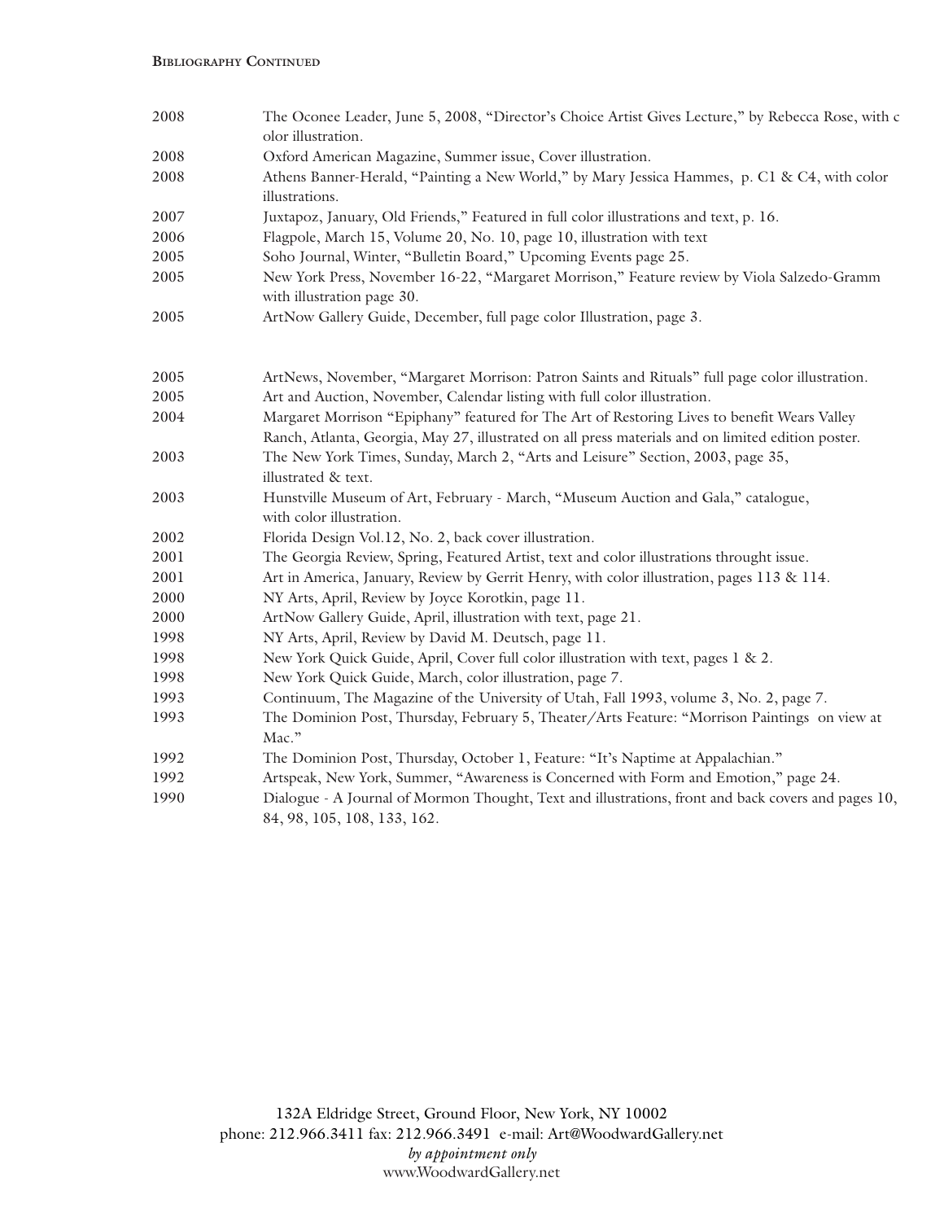**Bibliography Continued**

| | |
|---|---|
| 2008 | The Oconee Leader, June 5, 2008, "Director's Choice Artist Gives Lecture," by Rebecca Rose, with c olor illustration. |
| 2008 | Oxford American Magazine, Summer issue, Cover illustration. |
| 2008 | Athens Banner-Herald, "Painting a New World," by Mary Jessica Hammes, p. C1 & C4, with color illustrations. |
| 2007 | Juxtapoz, January, Old Friends," Featured in full color illustrations and text, p. 16. |
| 2006 | Flagpole, March 15, Volume 20, No. 10, page 10, illustration with text |
| 2005 | Soho Journal, Winter, "Bulletin Board," Upcoming Events page 25. |
| 2005 | New York Press, November 16-22, "Margaret Morrison," Feature review by Viola Salzedo-Gramm with illustration page 30. |
| 2005 | ArtNow Gallery Guide, December, full page color Illustration, page 3. |
| 2005 | ArtNews, November, "Margaret Morrison: Patron Saints and Rituals" full page color illustration. |
| 2005 | Art and Auction, November, Calendar listing with full color illustration. |
| 2004 | Margaret Morrison "Epiphany" featured for The Art of Restoring Lives to benefit Wears Valley Ranch, Atlanta, Georgia, May 27, illustrated on all press materials and on limited edition poster. |
| 2003 | The New York Times, Sunday, March 2, "Arts and Leisure" Section, 2003, page 35, illustrated & text. |
| 2003 | Hunstville Museum of Art, February - March, "Museum Auction and Gala," catalogue, with color illustration. |
| 2002 | Florida Design Vol.12, No. 2, back cover illustration. |
| 2001 | The Georgia Review, Spring, Featured Artist, text and color illustrations throught issue. |
| 2001 | Art in America, January, Review by Gerrit Henry, with color illustration, pages 113 & 114. |
| 2000 | NY Arts, April, Review by Joyce Korotkin, page 11. |
| 2000 | ArtNow Gallery Guide, April, illustration with text, page 21. |
| 1998 | NY Arts, April, Review by David M. Deutsch, page 11. |
| 1998 | New York Quick Guide, April, Cover full color illustration with text, pages 1 & 2. |
| 1998 | New York Quick Guide, March, color illustration, page 7. |
| 1993 | Continuum, The Magazine of the University of Utah, Fall 1993, volume 3, No. 2, page 7. |
| 1993 | The Dominion Post, Thursday, February 5, Theater/Arts Feature: "Morrison Paintings on view at Mac." |
| 1992 | The Dominion Post, Thursday, October 1, Feature: "It's Naptime at Appalachian." |
| 1992 | Artspeak, New York, Summer, "Awareness is Concerned with Form and Emotion," page 24. |
| 1990 | Dialogue - A Journal of Mormon Thought, Text and illustrations, front and back covers and pages 10, 84, 98, 105, 108, 133, 162. |

132A Eldridge Street, Ground Floor, New York, NY 10002
phone: 212.966.3411 fax: 212.966.3491 e-mail: Art@WoodwardGallery.net
*by appointment only*
www.WoodwardGallery.net